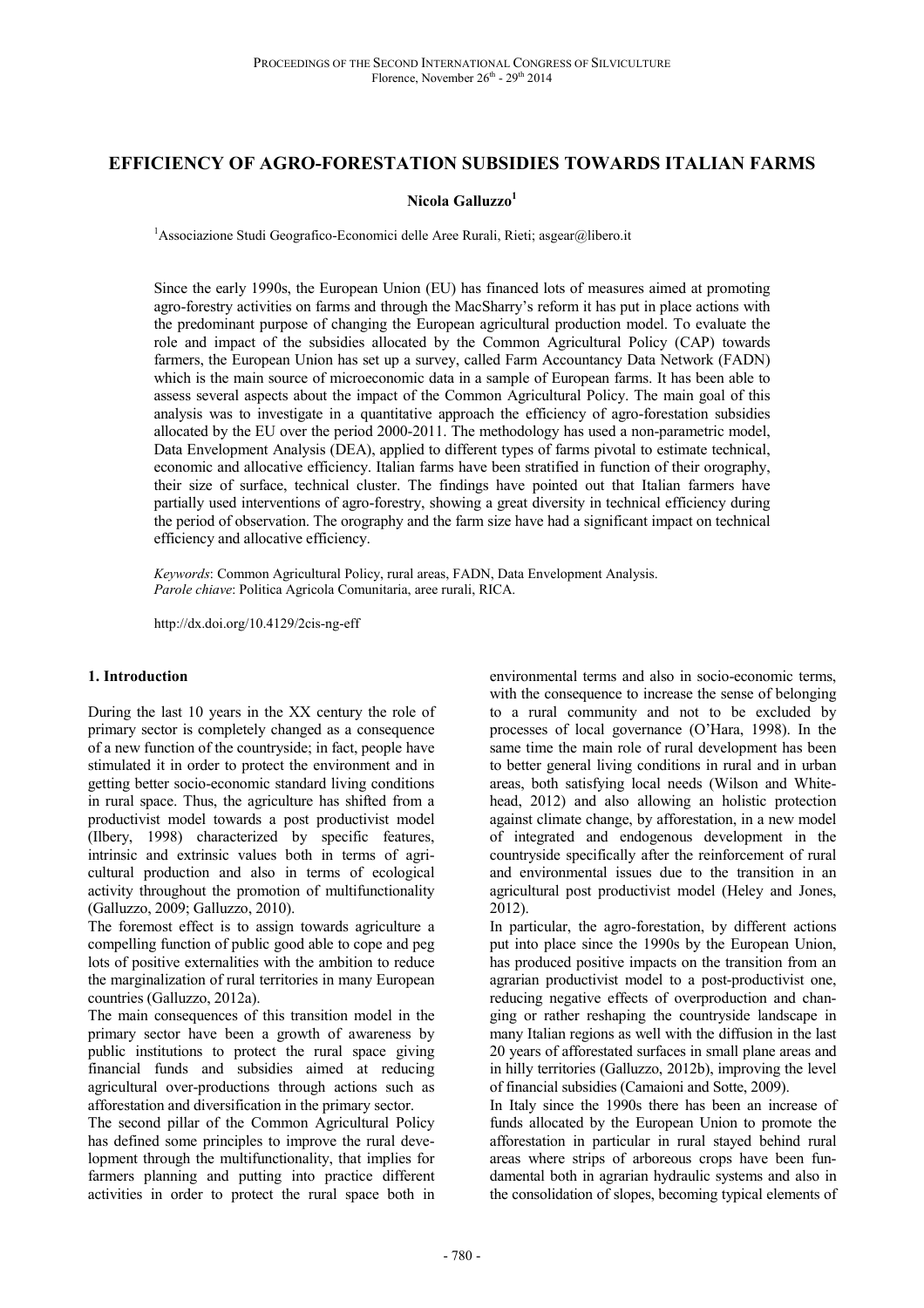# EFFICIENCY OF AGRO-FORESTATION SUBSIDIES TOWARDS ITALIAN FARMS

**Nicola Galluzzo[1]**

[1]Associazione Studi Geografico-Economici delle Aree Rurali, Rieti; asgear@libero.it

Since the early 1990s, the European Union (EU) has financed lots of measures aimed at promoting agro-forestry activities on farms and through the MacSharry's reform it has put in place actions with the predominant purpose of changing the European agricultural production model. To evaluate the role and impact of the subsidies allocated by the Common Agricultural Policy (CAP) towards farmers, the European Union has set up a survey, called Farm Accountancy Data Network (FADN) which is the main source of microeconomic data in a sample of European farms. It has been able to assess several aspects about the impact of the Common Agricultural Policy. The main goal of this analysis was to investigate in a quantitative approach the efficiency of agro-forestation subsidies allocated by the EU over the period 2000-2011. The methodology has used a non-parametric model, Data Envelopment Analysis (DEA), applied to different types of farms pivotal to estimate technical, economic and allocative efficiency. Italian farms have been stratified in function of their orography, their size of surface, technical cluster. The findings have pointed out that Italian farmers have partially used interventions of agro-forestry, showing a great diversity in technical efficiency during the period of observation. The orography and the farm size have had a significant impact on technical efficiency and allocative efficiency.

*Keywords*: Common Agricultural Policy, rural areas, FADN, Data Envelopment Analysis.
*Parole chiave*: Politica Agricola Comunitaria, aree rurali, RICA.

http://dx.doi.org/10.4129/2cis-ng-eff

## 1. Introduction

During the last 10 years in the XX century the role of primary sector is completely changed as a consequence of a new function of the countryside; in fact, people have stimulated it in order to protect the environment and in getting better socio-economic standard living conditions in rural space. Thus, the agriculture has shifted from a productivist model towards a post productivist model (Ilbery, 1998) characterized by specific features, intrinsic and extrinsic values both in terms of agricultural production and also in terms of ecological activity throughout the promotion of multifunctionality (Galluzzo, 2009; Galluzzo, 2010).

The foremost effect is to assign towards agriculture a compelling function of public good able to cope and peg lots of positive externalities with the ambition to reduce the marginalization of rural territories in many European countries (Galluzzo, 2012a).

The main consequences of this transition model in the primary sector have been a growth of awareness by public institutions to protect the rural space giving financial funds and subsidies aimed at reducing agricultural over-productions through actions such as afforestation and diversification in the primary sector.

The second pillar of the Common Agricultural Policy has defined some principles to improve the rural development through the multifunctionality, that implies for farmers planning and putting into practice different activities in order to protect the rural space both in environmental terms and also in socio-economic terms, with the consequence to increase the sense of belonging to a rural community and not to be excluded by processes of local governance (O'Hara, 1998). In the same time the main role of rural development has been to better general living conditions in rural and in urban areas, both satisfying local needs (Wilson and Whitehead, 2012) and also allowing an holistic protection against climate change, by afforestation, in a new model of integrated and endogenous development in the countryside specifically after the reinforcement of rural and environmental issues due to the transition in an agricultural post productivist model (Heley and Jones, 2012).

In particular, the agro-forestation, by different actions put into place since the 1990s by the European Union, has produced positive impacts on the transition from an agrarian productivist model to a post-productivist one, reducing negative effects of overproduction and changing or rather reshaping the countryside landscape in many Italian regions as well with the diffusion in the last 20 years of afforestated surfaces in small plane areas and in hilly territories (Galluzzo, 2012b), improving the level of financial subsidies (Camaioni and Sotte, 2009).

In Italy since the 1990s there has been an increase of funds allocated by the European Union to promote the afforestation in particular in rural stayed behind rural areas where strips of arboreous crops have been fundamental both in agrarian hydraulic systems and also in the consolidation of slopes, becoming typical elements of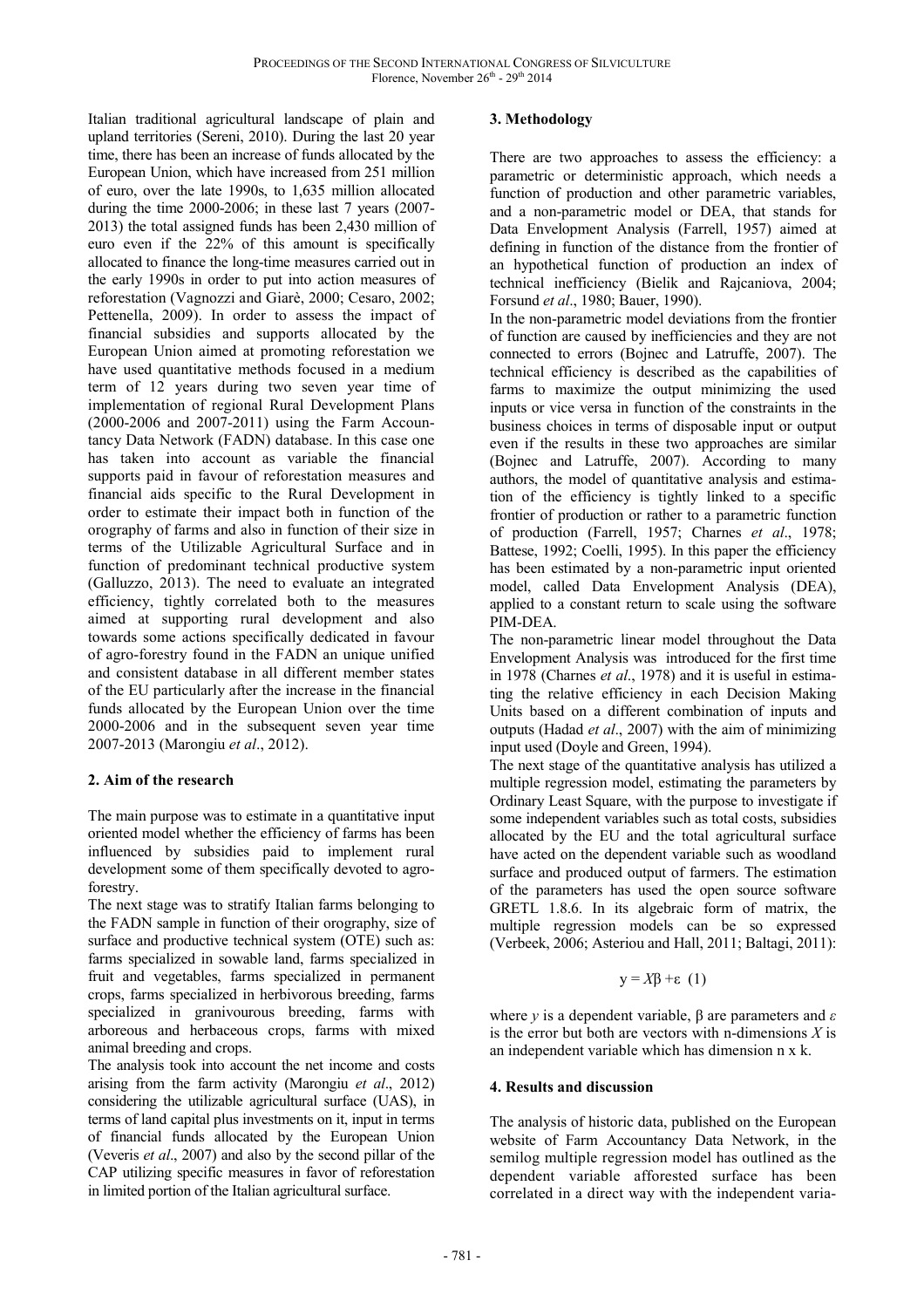Italian traditional agricultural landscape of plain and upland territories (Sereni, 2010). During the last 20 year time, there has been an increase of funds allocated by the European Union, which have increased from 251 million of euro, over the late 1990s, to 1,635 million allocated during the time 2000-2006; in these last 7 years (2007-2013) the total assigned funds has been 2,430 million of euro even if the 22% of this amount is specifically allocated to finance the long-time measures carried out in the early 1990s in order to put into action measures of reforestation (Vagnozzi and Giarè, 2000; Cesaro, 2002; Pettenella, 2009). In order to assess the impact of financial subsidies and supports allocated by the European Union aimed at promoting reforestation we have used quantitative methods focused in a medium term of 12 years during two seven year time of implementation of regional Rural Development Plans (2000-2006 and 2007-2011) using the Farm Accountancy Data Network (FADN) database. In this case one has taken into account as variable the financial supports paid in favour of reforestation measures and financial aids specific to the Rural Development in order to estimate their impact both in function of the orography of farms and also in function of their size in terms of the Utilizable Agricultural Surface and in function of predominant technical productive system (Galluzzo, 2013). The need to evaluate an integrated efficiency, tightly correlated both to the measures aimed at supporting rural development and also towards some actions specifically dedicated in favour of agro-forestry found in the FADN an unique unified and consistent database in all different member states of the EU particularly after the increase in the financial funds allocated by the European Union over the time 2000-2006 and in the subsequent seven year time 2007-2013 (Marongiu *et al*., 2012).

## 2. Aim of the research

The main purpose was to estimate in a quantitative input oriented model whether the efficiency of farms has been influenced by subsidies paid to implement rural development some of them specifically devoted to agro-forestry.

The next stage was to stratify Italian farms belonging to the FADN sample in function of their orography, size of surface and productive technical system (OTE) such as: farms specialized in sowable land, farms specialized in fruit and vegetables, farms specialized in permanent crops, farms specialized in herbivorous breeding, farms specialized in granivourous breeding, farms with arboreous and herbaceous crops, farms with mixed animal breeding and crops.

The analysis took into account the net income and costs arising from the farm activity (Marongiu *et al*., 2012) considering the utilizable agricultural surface (UAS), in terms of land capital plus investments on it, input in terms of financial funds allocated by the European Union (Veveris *et al*., 2007) and also by the second pillar of the CAP utilizing specific measures in favor of reforestation in limited portion of the Italian agricultural surface.

## 3. Methodology

There are two approaches to assess the efficiency: a parametric or deterministic approach, which needs a function of production and other parametric variables, and a non-parametric model or DEA, that stands for Data Envelopment Analysis (Farrell, 1957) aimed at defining in function of the distance from the frontier of an hypothetical function of production an index of technical inefficiency (Bielik and Rajcaniova, 2004; Forsund *et al*., 1980; Bauer, 1990).

In the non-parametric model deviations from the frontier of function are caused by inefficiencies and they are not connected to errors (Bojnec and Latruffe, 2007). The technical efficiency is described as the capabilities of farms to maximize the output minimizing the used inputs or vice versa in function of the constraints in the business choices in terms of disposable input or output even if the results in these two approaches are similar (Bojnec and Latruffe, 2007). According to many authors, the model of quantitative analysis and estimation of the efficiency is tightly linked to a specific frontier of production or rather to a parametric function of production (Farrell, 1957; Charnes *et al*., 1978; Battese, 1992; Coelli, 1995). In this paper the efficiency has been estimated by a non-parametric input oriented model, called Data Envelopment Analysis (DEA), applied to a constant return to scale using the software PIM-DEA.

The non-parametric linear model throughout the Data Envelopment Analysis was introduced for the first time in 1978 (Charnes *et al*., 1978) and it is useful in estimating the relative efficiency in each Decision Making Units based on a different combination of inputs and outputs (Hadad *et al*., 2007) with the aim of minimizing input used (Doyle and Green, 1994).

The next stage of the quantitative analysis has utilized a multiple regression model, estimating the parameters by Ordinary Least Square, with the purpose to investigate if some independent variables such as total costs, subsidies allocated by the EU and the total agricultural surface have acted on the dependent variable such as woodland surface and produced output of farmers. The estimation of the parameters has used the open source software GRETL 1.8.6. In its algebraic form of matrix, the multiple regression models can be so expressed (Verbeek, 2006; Asteriou and Hall, 2011; Baltagi, 2011):

$$y = X\beta + \varepsilon \quad (1)$$

where $y$ is a dependent variable, $\beta$ are parameters and $\varepsilon$ is the error but both are vectors with n-dimensions $X$ is an independent variable which has dimension n x k.

## 4. Results and discussion

The analysis of historic data, published on the European website of Farm Accountancy Data Network, in the semilog multiple regression model has outlined as the dependent variable afforested surface has been correlated in a direct way with the independent varia-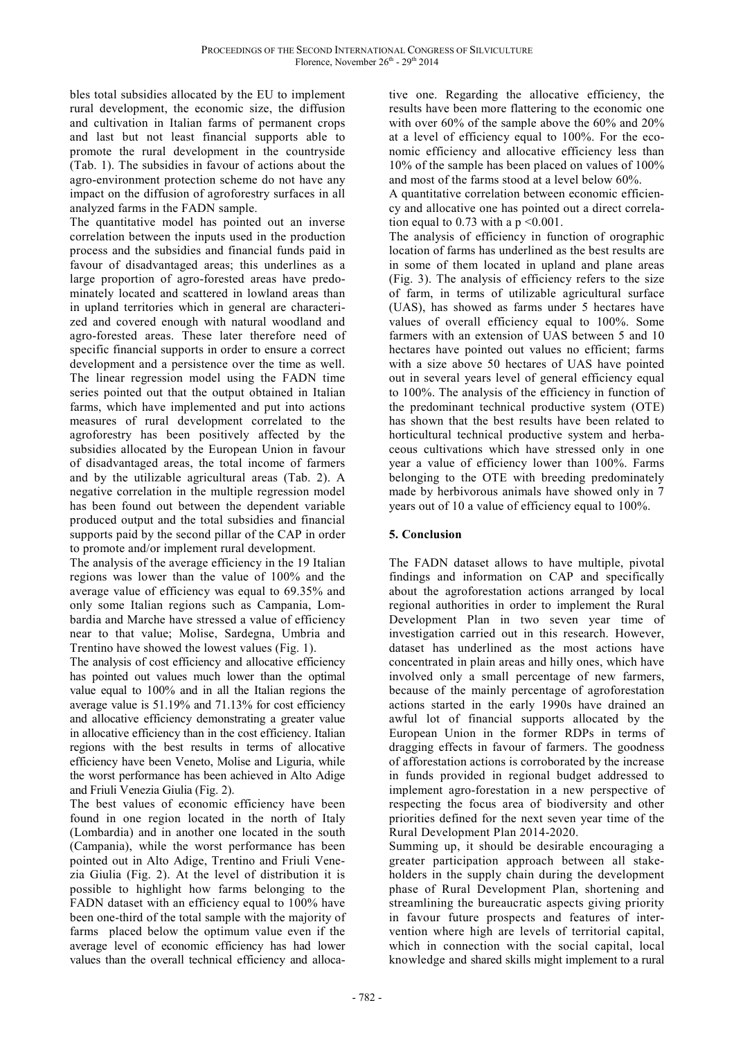bles total subsidies allocated by the EU to implement rural development, the economic size, the diffusion and cultivation in Italian farms of permanent crops and last but not least financial supports able to promote the rural development in the countryside (Tab. 1). The subsidies in favour of actions about the agro-environment protection scheme do not have any impact on the diffusion of agroforestry surfaces in all analyzed farms in the FADN sample.

The quantitative model has pointed out an inverse correlation between the inputs used in the production process and the subsidies and financial funds paid in favour of disadvantaged areas; this underlines as a large proportion of agro-forested areas have predominately located and scattered in lowland areas than in upland territories which in general are characterized and covered enough with natural woodland and agro-forested areas. These later therefore need of specific financial supports in order to ensure a correct development and a persistence over the time as well. The linear regression model using the FADN time series pointed out that the output obtained in Italian farms, which have implemented and put into actions measures of rural development correlated to the agroforestry has been positively affected by the subsidies allocated by the European Union in favour of disadvantaged areas, the total income of farmers and by the utilizable agricultural areas (Tab. 2). A negative correlation in the multiple regression model has been found out between the dependent variable produced output and the total subsidies and financial supports paid by the second pillar of the CAP in order to promote and/or implement rural development.

The analysis of the average efficiency in the 19 Italian regions was lower than the value of 100% and the average value of efficiency was equal to 69.35% and only some Italian regions such as Campania, Lombardia and Marche have stressed a value of efficiency near to that value; Molise, Sardegna, Umbria and Trentino have showed the lowest values (Fig. 1).

The analysis of cost efficiency and allocative efficiency has pointed out values much lower than the optimal value equal to 100% and in all the Italian regions the average value is 51.19% and 71.13% for cost efficiency and allocative efficiency demonstrating a greater value in allocative efficiency than in the cost efficiency. Italian regions with the best results in terms of allocative efficiency have been Veneto, Molise and Liguria, while the worst performance has been achieved in Alto Adige and Friuli Venezia Giulia (Fig. 2).

The best values of economic efficiency have been found in one region located in the north of Italy (Lombardia) and in another one located in the south (Campania), while the worst performance has been pointed out in Alto Adige, Trentino and Friuli Venezia Giulia (Fig. 2). At the level of distribution it is possible to highlight how farms belonging to the FADN dataset with an efficiency equal to 100% have been one-third of the total sample with the majority of farms placed below the optimum value even if the average level of economic efficiency has had lower values than the overall technical efficiency and allocative one. Regarding the allocative efficiency, the results have been more flattering to the economic one with over 60% of the sample above the 60% and 20% at a level of efficiency equal to 100%. For the economic efficiency and allocative efficiency less than 10% of the sample has been placed on values of 100% and most of the farms stood at a level below 60%.

A quantitative correlation between economic efficiency and allocative one has pointed out a direct correlation equal to 0.73 with a $p < 0.001$.

The analysis of efficiency in function of orographic location of farms has underlined as the best results are in some of them located in upland and plane areas (Fig. 3). The analysis of efficiency refers to the size of farm, in terms of utilizable agricultural surface (UAS), has showed as farms under 5 hectares have values of overall efficiency equal to 100%. Some farmers with an extension of UAS between 5 and 10 hectares have pointed out values no efficient; farms with a size above 50 hectares of UAS have pointed out in several years level of general efficiency equal to 100%. The analysis of the efficiency in function of the predominant technical productive system (OTE) has shown that the best results have been related to horticultural technical productive system and herbaceous cultivations which have stressed only in one year a value of efficiency lower than 100%. Farms belonging to the OTE with breeding predominately made by herbivorous animals have showed only in 7 years out of 10 a value of efficiency equal to 100%.

## 5. Conclusion

The FADN dataset allows to have multiple, pivotal findings and information on CAP and specifically about the agroforestation actions arranged by local regional authorities in order to implement the Rural Development Plan in two seven year time of investigation carried out in this research. However, dataset has underlined as the most actions have concentrated in plain areas and hilly ones, which have involved only a small percentage of new farmers, because of the mainly percentage of agroforestation actions started in the early 1990s have drained an awful lot of financial supports allocated by the European Union in the former RDPs in terms of dragging effects in favour of farmers. The goodness of afforestation actions is corroborated by the increase in funds provided in regional budget addressed to implement agro-forestation in a new perspective of respecting the focus area of biodiversity and other priorities defined for the next seven year time of the Rural Development Plan 2014-2020.

Summing up, it should be desirable encouraging a greater participation approach between all stakeholders in the supply chain during the development phase of Rural Development Plan, shortening and streamlining the bureaucratic aspects giving priority in favour future prospects and features of intervention where high are levels of territorial capital, which in connection with the social capital, local knowledge and shared skills might implement to a rural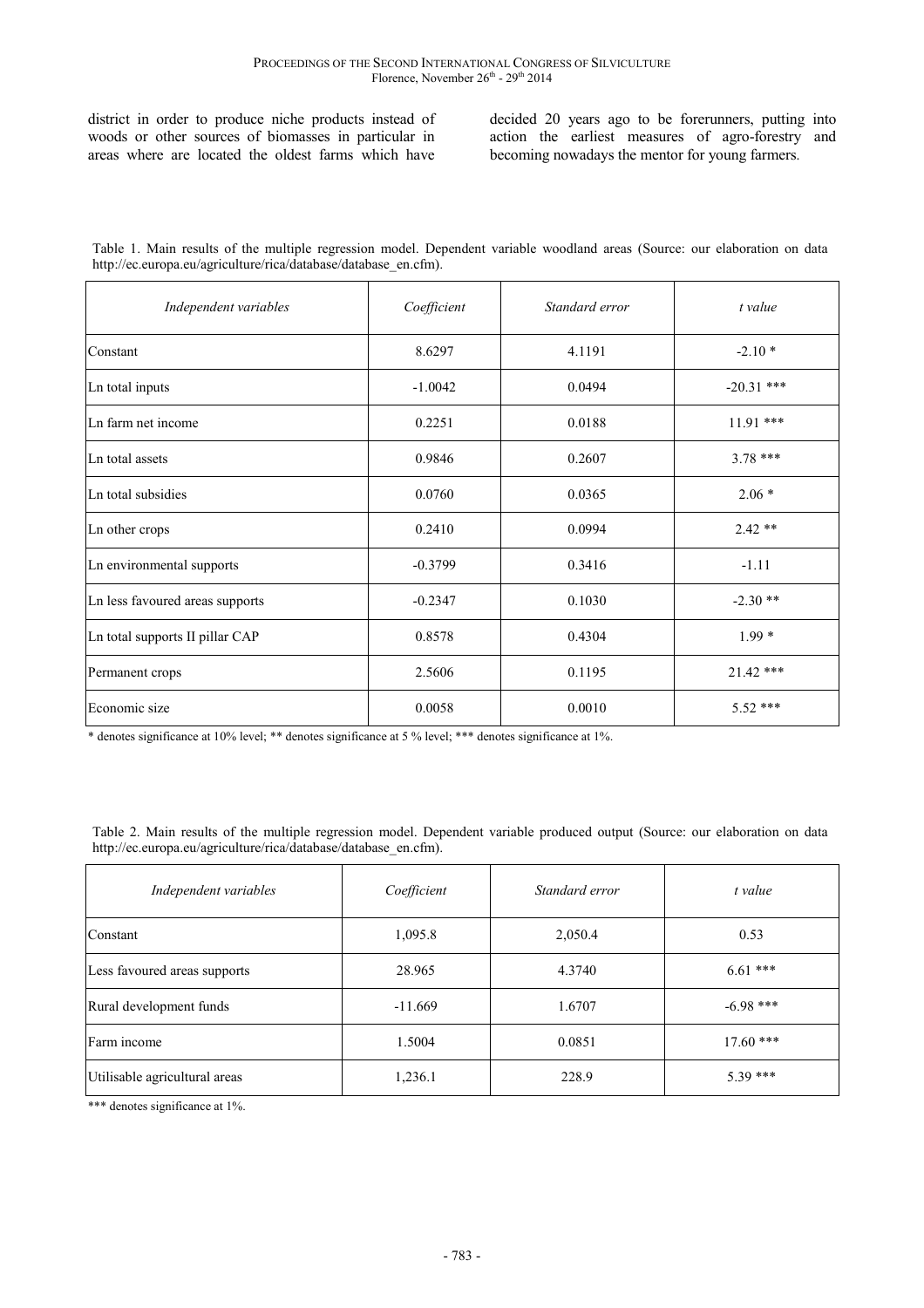district in order to produce niche products instead of woods or other sources of biomasses in particular in areas where are located the oldest farms which have decided 20 years ago to be forerunners, putting into action the earliest measures of agro-forestry and becoming nowadays the mentor for young farmers.

Table 1. Main results of the multiple regression model. Dependent variable woodland areas (Source: our elaboration on data http://ec.europa.eu/agriculture/rica/database/database_en.cfm).

| *Independent variables* | *Coefficient* | *Standard error* | *t value* |
|---|---|---|---|
| Constant | 8.6297 | 4.1191 | -2.10 * |
| Ln total inputs | -1.0042 | 0.0494 | -20.31 *** |
| Ln farm net income | 0.2251 | 0.0188 | 11.91 *** |
| Ln total assets | 0.9846 | 0.2607 | 3.78 *** |
| Ln total subsidies | 0.0760 | 0.0365 | 2.06 * |
| Ln other crops | 0.2410 | 0.0994 | 2.42 ** |
| Ln environmental supports | -0.3799 | 0.3416 | -1.11 |
| Ln less favoured areas supports | -0.2347 | 0.1030 | -2.30 ** |
| Ln total supports II pillar CAP | 0.8578 | 0.4304 | 1.99 * |
| Permanent crops | 2.5606 | 0.1195 | 21.42 *** |
| Economic size | 0.0058 | 0.0010 | 5.52 *** |

* denotes significance at 10% level; ** denotes significance at 5 % level; *** denotes significance at 1%.

Table 2. Main results of the multiple regression model. Dependent variable produced output (Source: our elaboration on data http://ec.europa.eu/agriculture/rica/database/database_en.cfm).

| *Independent variables* | *Coefficient* | *Standard error* | *t value* |
|---|---|---|---|
| Constant | 1,095.8 | 2,050.4 | 0.53 |
| Less favoured areas supports | 28.965 | 4.3740 | 6.61 *** |
| Rural development funds | -11.669 | 1.6707 | -6.98 *** |
| Farm income | 1.5004 | 0.0851 | 17.60 *** |
| Utilisable agricultural areas | 1,236.1 | 228.9 | 5.39 *** |

*** denotes significance at 1%.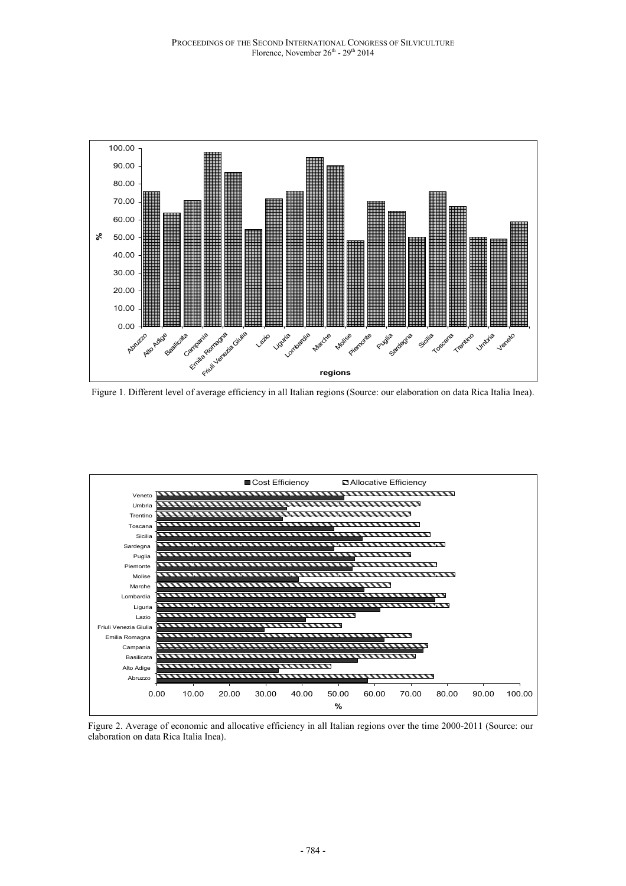Figure 1. Different level of average efficiency in all Italian regions (Source: our elaboration on data Rica Italia Inea).

Figure 2. Average of economic and allocative efficiency in all Italian regions over the time 2000-2011 (Source: our elaboration on data Rica Italia Inea).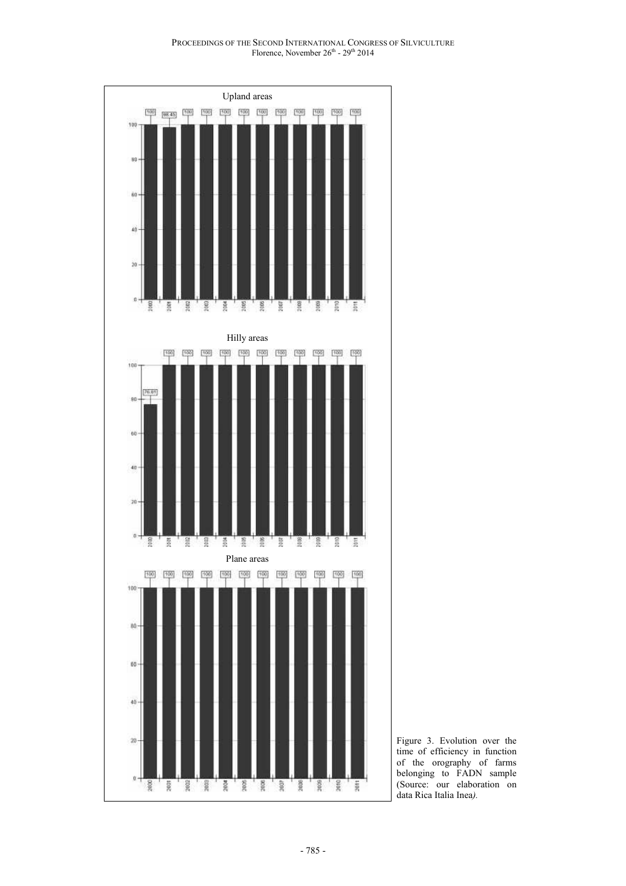Figure 3. Evolution over the time of efficiency in function of the orography of farms belonging to FADN sample (Source: our elaboration on data Rica Italia Inea*).*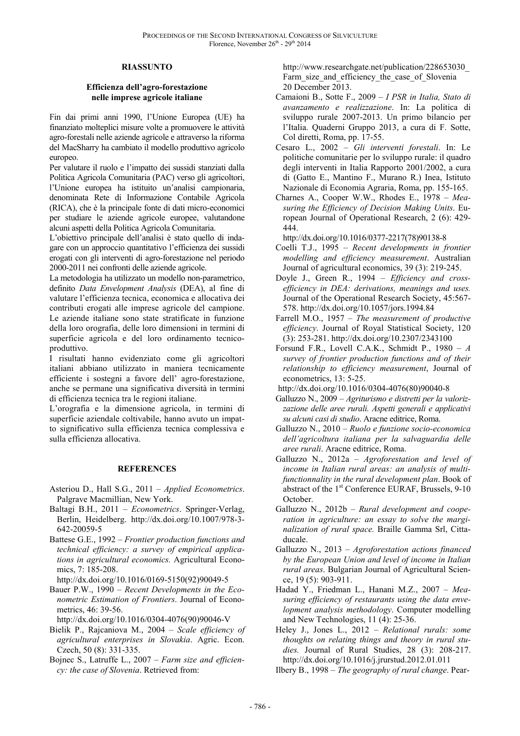## RIASSUNTO

### Efficienza dell'agro-forestazione nelle imprese agricole italiane

Fin dai primi anni 1990, l'Unione Europea (UE) ha finanziato molteplici misure volte a promuovere le attività agro-forestali nelle aziende agricole e attraverso la riforma del MacSharry ha cambiato il modello produttivo agricolo europeo.

Per valutare il ruolo e l'impatto dei sussidi stanziati dalla Politica Agricola Comunitaria (PAC) verso gli agricoltori, l'Unione europea ha istituito un'analisi campionaria, denominata Rete di Informazione Contabile Agricola (RICA), che è la principale fonte di dati micro-economici per studiare le aziende agricole europee, valutandone alcuni aspetti della Politica Agricola Comunitaria.

L'obiettivo principale dell'analisi è stato quello di indagare con un approccio quantitativo l'efficienza dei sussidi erogati con gli interventi di agro-forestazione nel periodo 2000-2011 nei confronti delle aziende agricole.

La metodologia ha utilizzato un modello non-parametrico, definito *Data Envelopment Analysis* (DEA), al fine di valutare l'efficienza tecnica, economica e allocativa dei contributi erogati alle imprese agricole del campione. Le aziende italiane sono state stratificate in funzione della loro orografia, delle loro dimensioni in termini di superficie agricola e del loro ordinamento tecnico-produttivo.

I risultati hanno evidenziato come gli agricoltori italiani abbiano utilizzato in maniera tecnicamente efficiente i sostegni a favore dell' agro-forestazione, anche se permane una significativa diversità in termini di efficienza tecnica tra le regioni italiane.

L'orografia e la dimensione agricola, in termini di superficie aziendale coltivabile, hanno avuto un impatto significativo sulla efficienza tecnica complessiva e sulla efficienza allocativa.

## REFERENCES

Asteriou D., Hall S.G., 2011 – *Applied Econometrics*. Palgrave Macmillian, New York.

Baltagi B.H., 2011 – *Econometrics*. Springer-Verlag, Berlin, Heidelberg. http://dx.doi.org/10.1007/978-3-642-20059-5

Battese G.E., 1992 – *Frontier production functions and technical efficiency: a survey of empirical applications in agricultural economics.* Agricultural Economics, 7: 185-208. http://dx.doi.org/10.1016/0169-5150(92)90049-5

Bauer P.W., 1990 – *Recent Developments in the Econometric Estimation of Frontiers*. Journal of Econometrics, 46: 39-56. http://dx.doi.org/10.1016/0304-4076(90)90046-V

Bielik P., Rajcaniova M., 2004 – *Scale efficiency of agricultural enterprises in Slovakia*. Agric. Econ. Czech, 50 (8): 331-335.

Bojnec S., Latruffe L., 2007 – *Farm size and efficiency: the case of Slovenia*. Retrieved from: http://www.researchgate.net/publication/228653030_Farm_size_and_efficiency_the_case_of_Slovenia 20 December 2013.

Camaioni B., Sotte F., 2009 – *I PSR in Italia, Stato di avanzamento e realizzazione*. In: La politica di sviluppo rurale 2007-2013. Un primo bilancio per l'Italia. Quaderni Gruppo 2013, a cura di F. Sotte, Col diretti, Roma, pp. 17-55.

Cesaro L., 2002 – *Gli interventi forestali*. In: Le politiche comunitarie per lo sviluppo rurale: il quadro degli interventi in Italia Rapporto 2001/2002, a cura di (Gatto E., Mantino F., Murano R.) Inea, Istituto Nazionale di Economia Agraria, Roma, pp. 155-165.

Charnes A., Cooper W.W., Rhodes E., 1978 – *Measuring the Efficiency of Decision Making Units*. European Journal of Operational Research, 2 (6): 429-444. http://dx.doi.org/10.1016/0377-2217(78)90138-8

Coelli T.J., 1995 – *Recent developments in frontier modelling and efficiency measurement*. Australian Journal of agricultural economics, 39 (3): 219-245.

Doyle J., Green R., 1994 – *Efficiency and cross-efficiency in DEA: derivations, meanings and uses.* Journal of the Operational Research Society, 45:567-578. http://dx.doi.org/10.1057/jors.1994.84

Farrell M.O., 1957 – *The measurement of productive efficiency*. Journal of Royal Statistical Society, 120 (3): 253-281. http://dx.doi.org/10.2307/2343100

Forsund F.R., Lovell C.A.K., Schmidt P., 1980 – *A survey of frontier production functions and of their relationship to efficiency measurement*, Journal of econometrics, 13: 5-25. http://dx.doi.org/10.1016/0304-4076(80)90040-8

Galluzzo N., 2009 – *Agriturismo e distretti per la valorizzazione delle aree rurali. Aspetti generali e applicativi su alcuni casi di studio*. Aracne editrice, Roma.

Galluzzo N., 2010 – *Ruolo e funzione socio-economica dell'agricoltura italiana per la salvaguardia delle aree rurali*. Aracne editrice, Roma.

Galluzzo N., 2012a – *Agroforestation and level of income in Italian rural areas: an analysis of multifunctionnality in the rural development plan*. Book of abstract of the 1st Conference EURAF, Brussels, 9-10 October.

Galluzzo N., 2012b – *Rural development and cooperation in agriculture: an essay to solve the marginalization of rural space.* Braille Gamma Srl, Cittaducale.

Galluzzo N., 2013 – *Agroforestation actions financed by the European Union and level of income in Italian rural areas*. Bulgarian Journal of Agricultural Science, 19 (5): 903-911.

Hadad Y., Friedman L., Hanani M.Z., 2007 – *Measuring efficiency of restaurants using the data envelopment analysis methodology*. Computer modelling and New Technologies, 11 (4): 25-36.

Heley J., Jones L., 2012 – *Relational rurals: some thoughts on relating things and theory in rural studies.* Journal of Rural Studies, 28 (3): 208-217. http://dx.doi.org/10.1016/j.jrurstud.2012.01.011

Ilbery B., 1998 – *The geography of rural change*. Pear-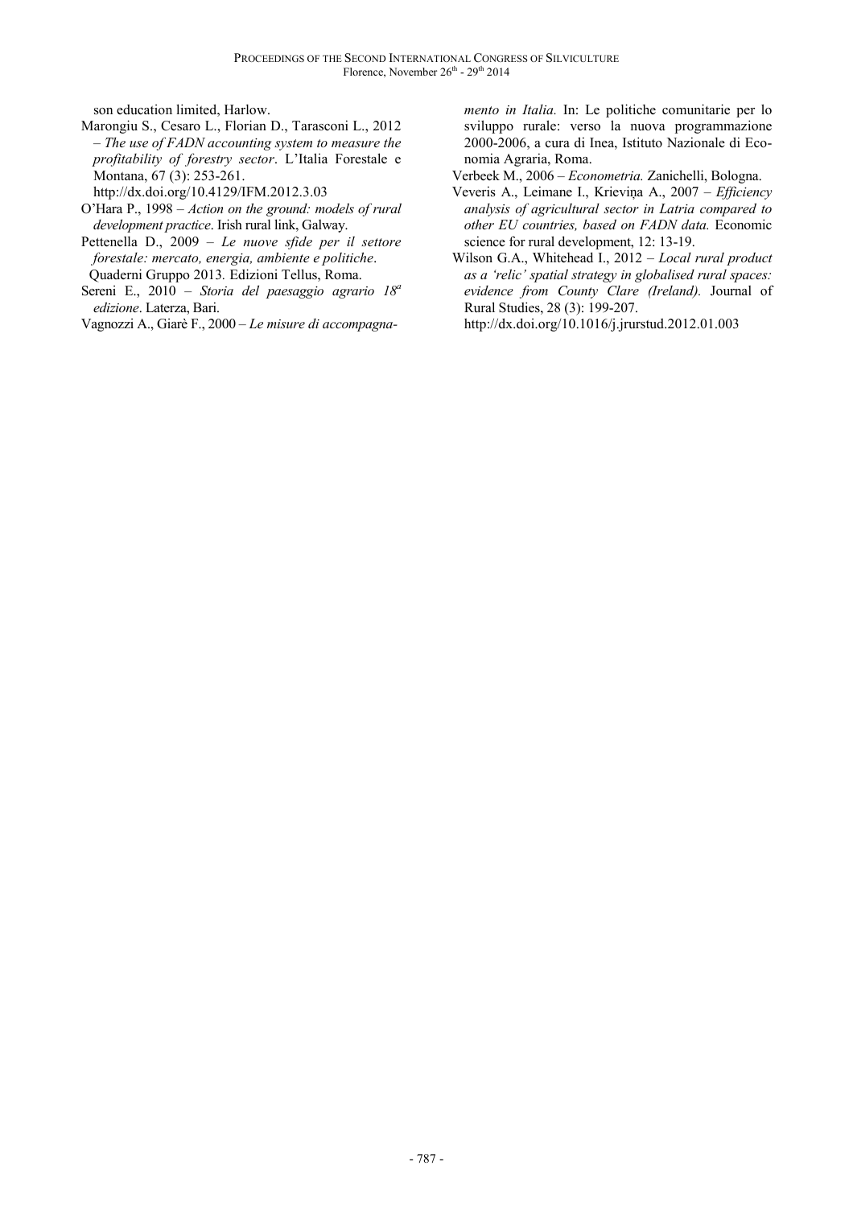son education limited, Harlow.

Marongiu S., Cesaro L., Florian D., Tarasconi L., 2012 – *The use of FADN accounting system to measure the profitability of forestry sector*. L'Italia Forestale e Montana, 67 (3): 253-261. http://dx.doi.org/10.4129/IFM.2012.3.03

O'Hara P., 1998 – *Action on the ground: models of rural development practice*. Irish rural link, Galway.

Pettenella D., 2009 – *Le nuove sfide per il settore forestale: mercato, energia, ambiente e politiche*. Quaderni Gruppo 2013. Edizioni Tellus, Roma.

Sereni E., 2010 – *Storia del paesaggio agrario 18[a] edizione*. Laterza, Bari.

Vagnozzi A., Giarè F., 2000 – *Le misure di accompagnamento in Italia.* In: Le politiche comunitarie per lo sviluppo rurale: verso la nuova programmazione 2000-2006, a cura di Inea, Istituto Nazionale di Economia Agraria, Roma.

Verbeek M., 2006 – *Econometria.* Zanichelli, Bologna.

Veveris A., Leimane I., Krieviņa A., 2007 – *Efficiency analysis of agricultural sector in Latria compared to other EU countries, based on FADN data.* Economic science for rural development, 12: 13-19.

Wilson G.A., Whitehead I., 2012 – *Local rural product as a 'relic' spatial strategy in globalised rural spaces: evidence from County Clare (Ireland).* Journal of Rural Studies, 28 (3): 199-207. http://dx.doi.org/10.1016/j.jrurstud.2012.01.003